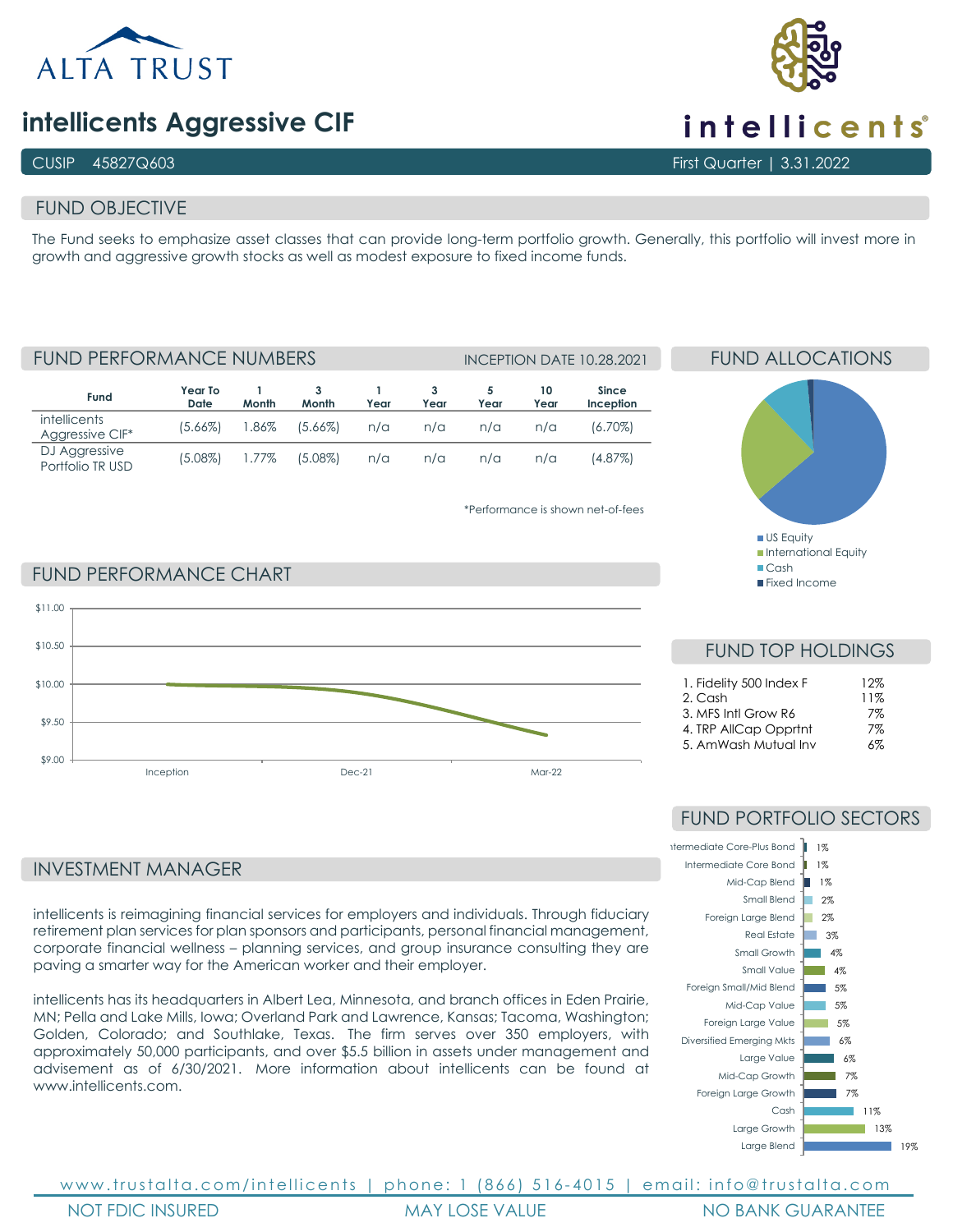ALTA TRUST

# intellicents Aggressive CIF

intellicents®

CUSIP 45827Q603

First Quarter | 3.31.2022

## FUND OBJECTIVE

The Fund seeks to emphasize asset classes that can provide long-term portfolio growth. Generally, this portfolio will invest more in growth and aggressive growth stocks as well as modest exposure to fixed income funds.

## FUND PERFORMANCE NUMBERS

INCEPTION DATE 10.28.2021

| Fund | Year To Date | 1 Month | 3 Month | 1 Year | 3 Year | 5 Year | 10 Year | Since Inception |
|---|---|---|---|---|---|---|---|---|
| intellicents Aggressive CIF* | (5.66%) | 1.86% | (5.66%) | n/a | n/a | n/a | n/a | (6.70%) |
| DJ Aggressive Portfolio TR USD | (5.08%) | 1.77% | (5.08%) | n/a | n/a | n/a | n/a | (4.87%) |

*Performance is shown net-of-fees

## FUND PERFORMANCE CHART

$11.00
$10.50
$10.00
$9.50
$9.00

Inception, Dec-21, Mar-22

## FUND ALLOCATIONS

- US Equity
- International Equity
- Cash
- Fixed Income

## FUND TOP HOLDINGS

| | |
|---|---|
| 1. Fidelity 500 Index F | 12% |
| 2. Cash | 11% |
| 3. MFS Intl Grow R6 | 7% |
| 4. TRP AllCap Opprtnt | 7% |
| 5. AmWash Mutual Inv | 6% |

## FUND PORTFOLIO SECTORS

| Sector | % |
|---|---|
| Intermediate Core-Plus Bond | 1% |
| Intermediate Core Bond | 1% |
| Mid-Cap Blend | 1% |
| Small Blend | 2% |
| Foreign Large Blend | 2% |
| Real Estate | 3% |
| Small Growth | 4% |
| Small Value | 4% |
| Foreign Small/Mid Blend | 5% |
| Mid-Cap Value | 5% |
| Foreign Large Value | 5% |
| Diversified Emerging Mkts | 6% |
| Large Value | 6% |
| Mid-Cap Growth | 7% |
| Foreign Large Growth | 7% |
| Cash | 11% |
| Large Growth | 13% |
| Large Blend | 19% |

## INVESTMENT MANAGER

intellicents is reimagining financial services for employers and individuals. Through fiduciary retirement plan services for plan sponsors and participants, personal financial management, corporate financial wellness – planning services, and group insurance consulting they are paving a smarter way for the American worker and their employer.

intellicents has its headquarters in Albert Lea, Minnesota, and branch offices in Eden Prairie, MN; Pella and Lake Mills, Iowa; Overland Park and Lawrence, Kansas; Tacoma, Washington; Golden, Colorado; and Southlake, Texas. The firm serves over 350 employers, with approximately 50,000 participants, and over $5.5 billion in assets under management and advisement as of 6/30/2021. More information about intellicents can be found at www.intellicents.com.

www.trustalta.com/intellicents | phone: 1 (866) 516-4015 | email: info@trustalta.com

NOT FDIC INSURED | MAY LOSE VALUE | NO BANK GUARANTEE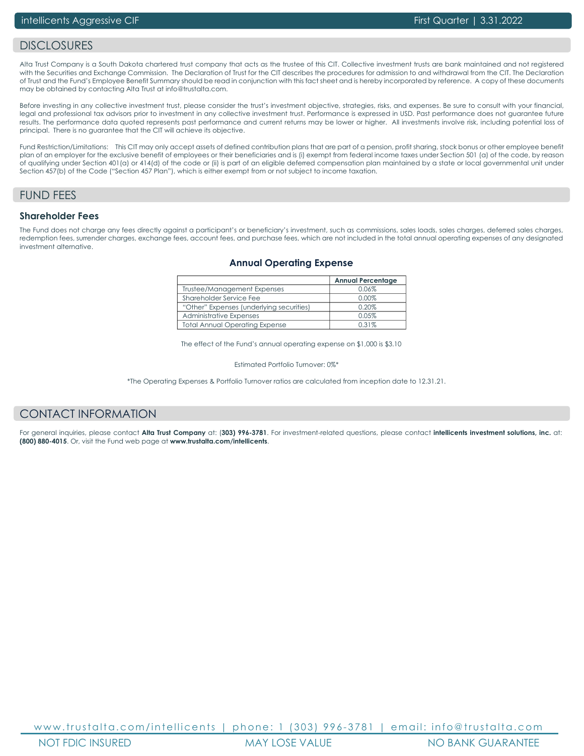## DISCLOSURES

Alta Trust Company is a South Dakota chartered trust company that acts as the trustee of this CIT. Collective investment trusts are bank maintained and not registered with the Securities and Exchange Commission. The Declaration of Trust for the CIT describes the procedures for admission to and withdrawal from the CIT. The Declaration of Trust and the Fund's Employee Benefit Summary should be read in conjunction with this fact sheet and is hereby incorporated by reference. A copy of these documents may be obtained by contacting Alta Trust at info@trustalta.com.

Before investing in any collective investment trust, please consider the trust's investment objective, strategies, risks, and expenses. Be sure to consult with your financial, legal and professional tax advisors prior to investment in any collective investment trust. Performance is expressed in USD. Past performance does not guarantee future results. The performance data quoted represents past performance and current returns may be lower or higher. All investments involve risk, including potential loss of principal. There is no guarantee that the CIT will achieve its objective.

Fund Restriction/Limitations: This CIT may only accept assets of defined contribution plans that are part of a pension, profit sharing, stock bonus or other employee benefit plan of an employer for the exclusive benefit of employees or their beneficiaries and is (i) exempt from federal income taxes under Section 501 (a) of the code, by reason of qualifying under Section 401(a) or 414(d) of the code or (ii) is part of an eligible deferred compensation plan maintained by a state or local governmental unit under Section 457(b) of the Code ("Section 457 Plan"), which is either exempt from or not subject to income taxation.

## FUND FEES

### Shareholder Fees

The Fund does not charge any fees directly against a participant's or beneficiary's investment, such as commissions, sales loads, sales charges, deferred sales charges, redemption fees, surrender charges, exchange fees, account fees, and purchase fees, which are not included in the total annual operating expenses of any designated investment alternative.

### Annual Operating Expense

| | Annual Percentage |
|---|---|
| Trustee/Management Expenses | 0.06% |
| Shareholder Service Fee | 0.00% |
| "Other" Expenses (underlying securities) | 0.20% |
| Administrative Expenses | 0.05% |
| Total Annual Operating Expense | 0.31% |

The effect of the Fund's annual operating expense on $1,000 is $3.10

Estimated Portfolio Turnover: 0%*

*The Operating Expenses & Portfolio Turnover ratios are calculated from inception date to 12.31.21.

## CONTACT INFORMATION

For general inquiries, please contact **Alta Trust Company** at: (**303) 996-3781**. For investment-related questions, please contact **intellicents investment solutions, inc.** at: **(800) 880-4015**. Or, visit the Fund web page at **www.trustalta.com/intellicents**.

www.trustalta.com/intellicents | phone: 1 (303) 996-3781 | email: info@trustalta.com

NOT FDIC INSURED | MAY LOSE VALUE | NO BANK GUARANTEE